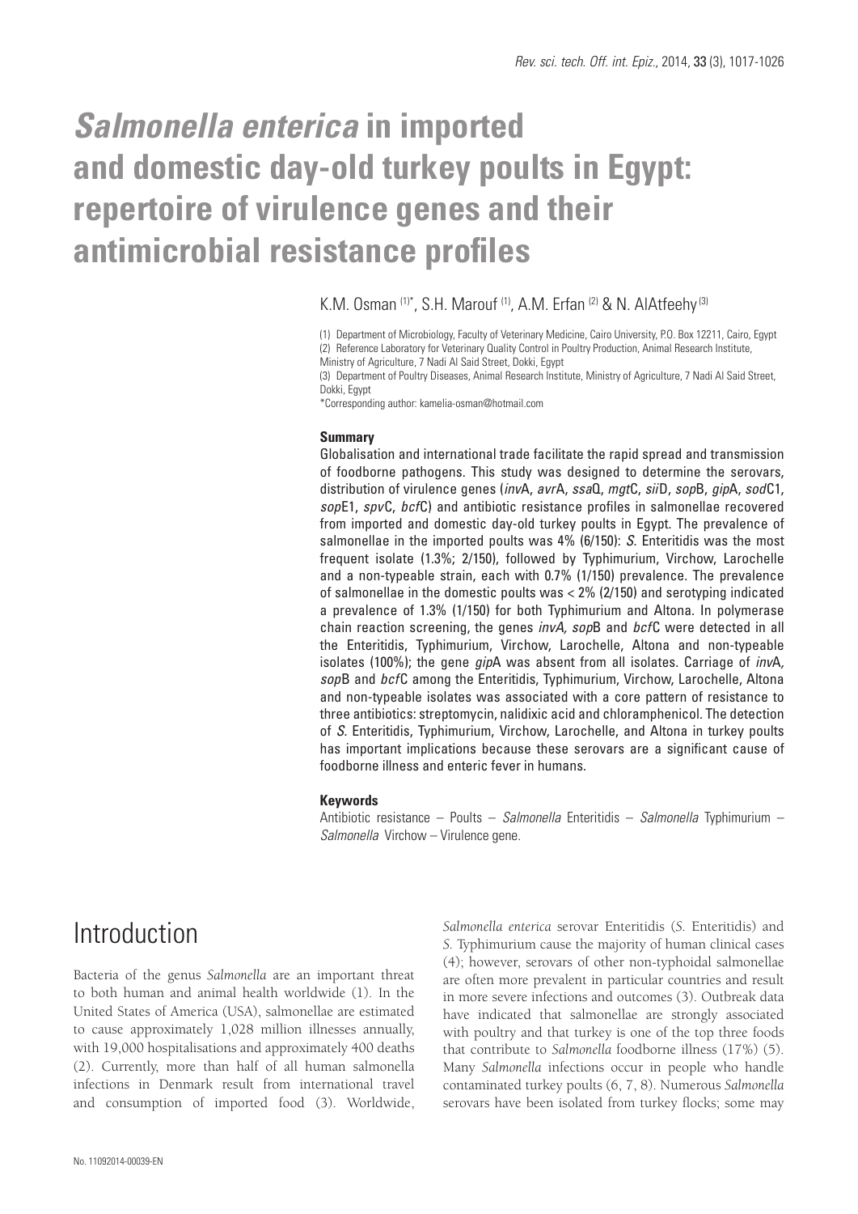# *Salmonella enterica* in imported and domestic day-old turkey poults in Egypt: repertoire of virulence genes and their antimicrobial resistance profiles

K.M. Osman [(1)*], S.H. Marouf [(1)], A.M. Erfan [(2)] & N. AlAtfeehy [(3)]

(1) Department of Microbiology, Faculty of Veterinary Medicine, Cairo University, P.O. Box 12211, Cairo, Egypt
(2) Reference Laboratory for Veterinary Quality Control in Poultry Production, Animal Research Institute, Ministry of Agriculture, 7 Nadi Al Said Street, Dokki, Egypt
(3) Department of Poultry Diseases, Animal Research Institute, Ministry of Agriculture, 7 Nadi Al Said Street, Dokki, Egypt
*Corresponding author: kamelia-osman@hotmail.com

### Summary

Globalisation and international trade facilitate the rapid spread and transmission of foodborne pathogens. This study was designed to determine the serovars, distribution of virulence genes (*inv*A, *avr*A, *ssa*Q, *mgt*C, *sii*D, *sop*B, *gip*A, *sod*C1, *sop*E1, *spv*C, *bcf*C) and antibiotic resistance profiles in salmonellae recovered from imported and domestic day-old turkey poults in Egypt. The prevalence of salmonellae in the imported poults was 4% (6/150): *S.* Enteritidis was the most frequent isolate (1.3%; 2/150), followed by Typhimurium, Virchow, Larochelle and a non-typeable strain, each with 0.7% (1/150) prevalence. The prevalence of salmonellae in the domestic poults was < 2% (2/150) and serotyping indicated a prevalence of 1.3% (1/150) for both Typhimurium and Altona. In polymerase chain reaction screening, the genes *invA*, *sop*B and *bcf*C were detected in all the Enteritidis, Typhimurium, Virchow, Larochelle, Altona and non-typeable isolates (100%); the gene *gip*A was absent from all isolates. Carriage of *inv*A, *sop*B and *bcf*C among the Enteritidis, Typhimurium, Virchow, Larochelle, Altona and non-typeable isolates was associated with a core pattern of resistance to three antibiotics: streptomycin, nalidixic acid and chloramphenicol. The detection of *S.* Enteritidis, Typhimurium, Virchow, Larochelle, and Altona in turkey poults has important implications because these serovars are a significant cause of foodborne illness and enteric fever in humans.

### Keywords

Antibiotic resistance – Poults – *Salmonella* Enteritidis – *Salmonella* Typhimurium – *Salmonella* Virchow – Virulence gene.

## Introduction

Bacteria of the genus *Salmonella* are an important threat to both human and animal health worldwide (1). In the United States of America (USA), salmonellae are estimated to cause approximately 1,028 million illnesses annually, with 19,000 hospitalisations and approximately 400 deaths (2). Currently, more than half of all human salmonella infections in Denmark result from international travel and consumption of imported food (3). Worldwide, *Salmonella enterica* serovar Enteritidis (*S.* Enteritidis) and *S.* Typhimurium cause the majority of human clinical cases (4); however, serovars of other non-typhoidal salmonellae are often more prevalent in particular countries and result in more severe infections and outcomes (3). Outbreak data have indicated that salmonellae are strongly associated with poultry and that turkey is one of the top three foods that contribute to *Salmonella* foodborne illness (17%) (5). Many *Salmonella* infections occur in people who handle contaminated turkey poults (6, 7, 8). Numerous *Salmonella* serovars have been isolated from turkey flocks; some may

No. 11092014-00039-EN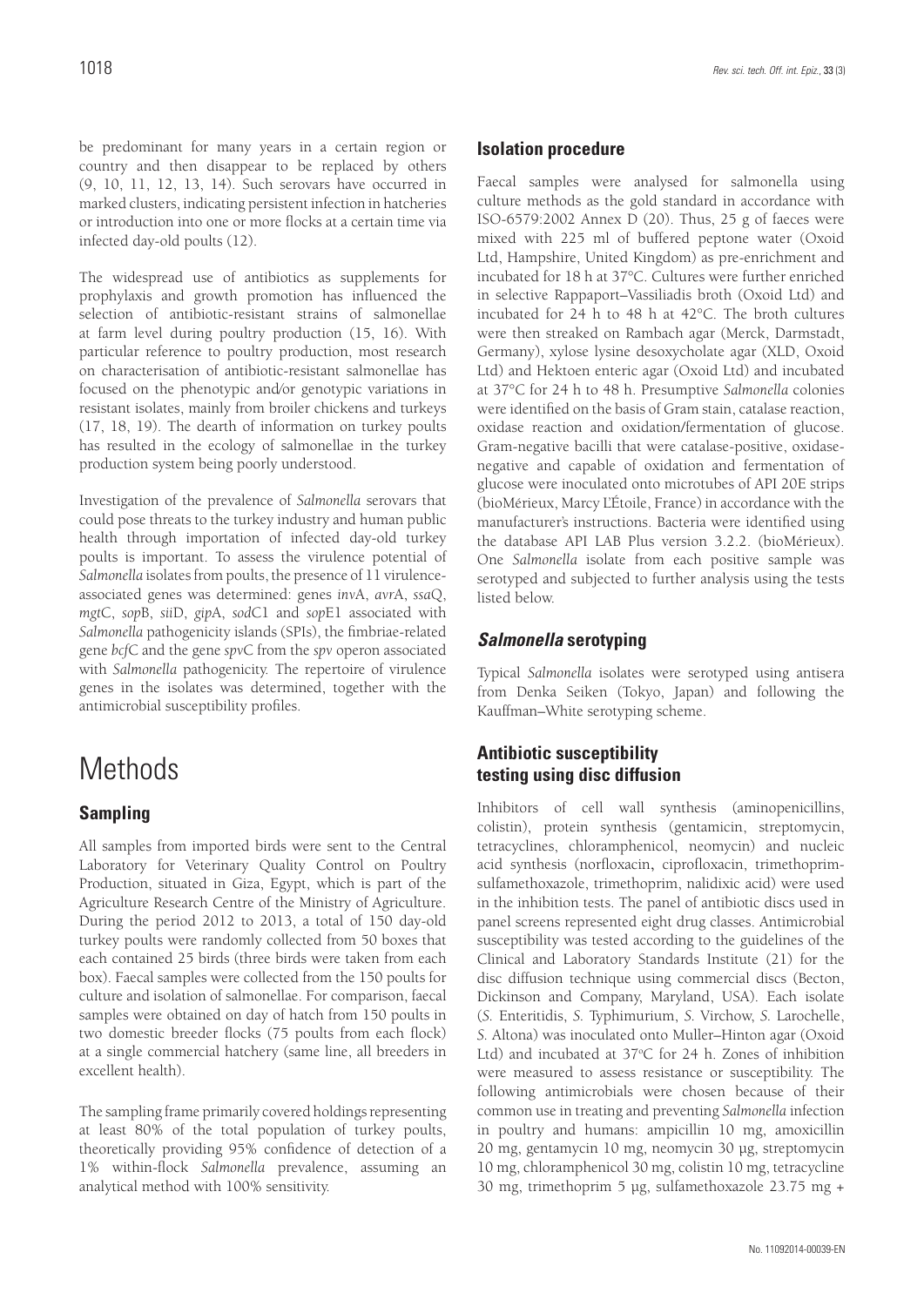be predominant for many years in a certain region or country and then disappear to be replaced by others (9, 10, 11, 12, 13, 14). Such serovars have occurred in marked clusters, indicating persistent infection in hatcheries or introduction into one or more flocks at a certain time via infected day-old poults (12).

The widespread use of antibiotics as supplements for prophylaxis and growth promotion has influenced the selection of antibiotic-resistant strains of salmonellae at farm level during poultry production (15, 16). With particular reference to poultry production, most research on characterisation of antibiotic-resistant salmonellae has focused on the phenotypic and/or genotypic variations in resistant isolates, mainly from broiler chickens and turkeys (17, 18, 19). The dearth of information on turkey poults has resulted in the ecology of salmonellae in the turkey production system being poorly understood.

Investigation of the prevalence of *Salmonella* serovars that could pose threats to the turkey industry and human public health through importation of infected day-old turkey poults is important. To assess the virulence potential of *Salmonella* isolates from poults, the presence of 11 virulence-associated genes was determined: genes *inv*A, *avr*A, *ssa*Q, *mgt*C, *sop*B, *sii*D, *gip*A, *sod*C1 and *sop*E1 associated with *Salmonella* pathogenicity islands (SPIs), the fimbriae-related gene *bcf*C and the gene *spv*C from the *spv* operon associated with *Salmonella* pathogenicity. The repertoire of virulence genes in the isolates was determined, together with the antimicrobial susceptibility profiles.

# Methods

## Sampling

All samples from imported birds were sent to the Central Laboratory for Veterinary Quality Control on Poultry Production, situated in Giza, Egypt, which is part of the Agriculture Research Centre of the Ministry of Agriculture. During the period 2012 to 2013, a total of 150 day-old turkey poults were randomly collected from 50 boxes that each contained 25 birds (three birds were taken from each box). Faecal samples were collected from the 150 poults for culture and isolation of salmonellae. For comparison, faecal samples were obtained on day of hatch from 150 poults in two domestic breeder flocks (75 poults from each flock) at a single commercial hatchery (same line, all breeders in excellent health).

The sampling frame primarily covered holdings representing at least 80% of the total population of turkey poults, theoretically providing 95% confidence of detection of a 1% within-flock *Salmonella* prevalence, assuming an analytical method with 100% sensitivity.

## Isolation procedure

Faecal samples were analysed for salmonella using culture methods as the gold standard in accordance with ISO-6579:2002 Annex D (20). Thus, 25 g of faeces were mixed with 225 ml of buffered peptone water (Oxoid Ltd, Hampshire, United Kingdom) as pre-enrichment and incubated for 18 h at 37°C. Cultures were further enriched in selective Rappaport–Vassiliadis broth (Oxoid Ltd) and incubated for 24 h to 48 h at 42°C. The broth cultures were then streaked on Rambach agar (Merck, Darmstadt, Germany), xylose lysine desoxycholate agar (XLD, Oxoid Ltd) and Hektoen enteric agar (Oxoid Ltd) and incubated at 37°C for 24 h to 48 h. Presumptive *Salmonella* colonies were identified on the basis of Gram stain, catalase reaction, oxidase reaction and oxidation/fermentation of glucose. Gram-negative bacilli that were catalase-positive, oxidase-negative and capable of oxidation and fermentation of glucose were inoculated onto microtubes of API 20E strips (bioMérieux, Marcy L'Étoile, France) in accordance with the manufacturer's instructions. Bacteria were identified using the database API LAB Plus version 3.2.2. (bioMérieux). One *Salmonella* isolate from each positive sample was serotyped and subjected to further analysis using the tests listed below.

## *Salmonella* serotyping

Typical *Salmonella* isolates were serotyped using antisera from Denka Seiken (Tokyo, Japan) and following the Kauffman–White serotyping scheme.

## Antibiotic susceptibility testing using disc diffusion

Inhibitors of cell wall synthesis (aminopenicillins, colistin), protein synthesis (gentamicin, streptomycin, tetracyclines, chloramphenicol, neomycin) and nucleic acid synthesis (norfloxacin, ciprofloxacin, trimethoprim-sulfamethoxazole, trimethoprim, nalidixic acid) were used in the inhibition tests. The panel of antibiotic discs used in panel screens represented eight drug classes. Antimicrobial susceptibility was tested according to the guidelines of the Clinical and Laboratory Standards Institute (21) for the disc diffusion technique using commercial discs (Becton, Dickinson and Company, Maryland, USA). Each isolate (*S.* Enteritidis, *S.* Typhimurium, *S.* Virchow, *S.* Larochelle, *S.* Altona) was inoculated onto Muller–Hinton agar (Oxoid Ltd) and incubated at 37°C for 24 h. Zones of inhibition were measured to assess resistance or susceptibility. The following antimicrobials were chosen because of their common use in treating and preventing *Salmonella* infection in poultry and humans: ampicillin 10 mg, amoxicillin 20 mg, gentamycin 10 mg, neomycin 30 µg, streptomycin 10 mg, chloramphenicol 30 mg, colistin 10 mg, tetracycline 30 mg, trimethoprim 5 µg, sulfamethoxazole 23.75 mg +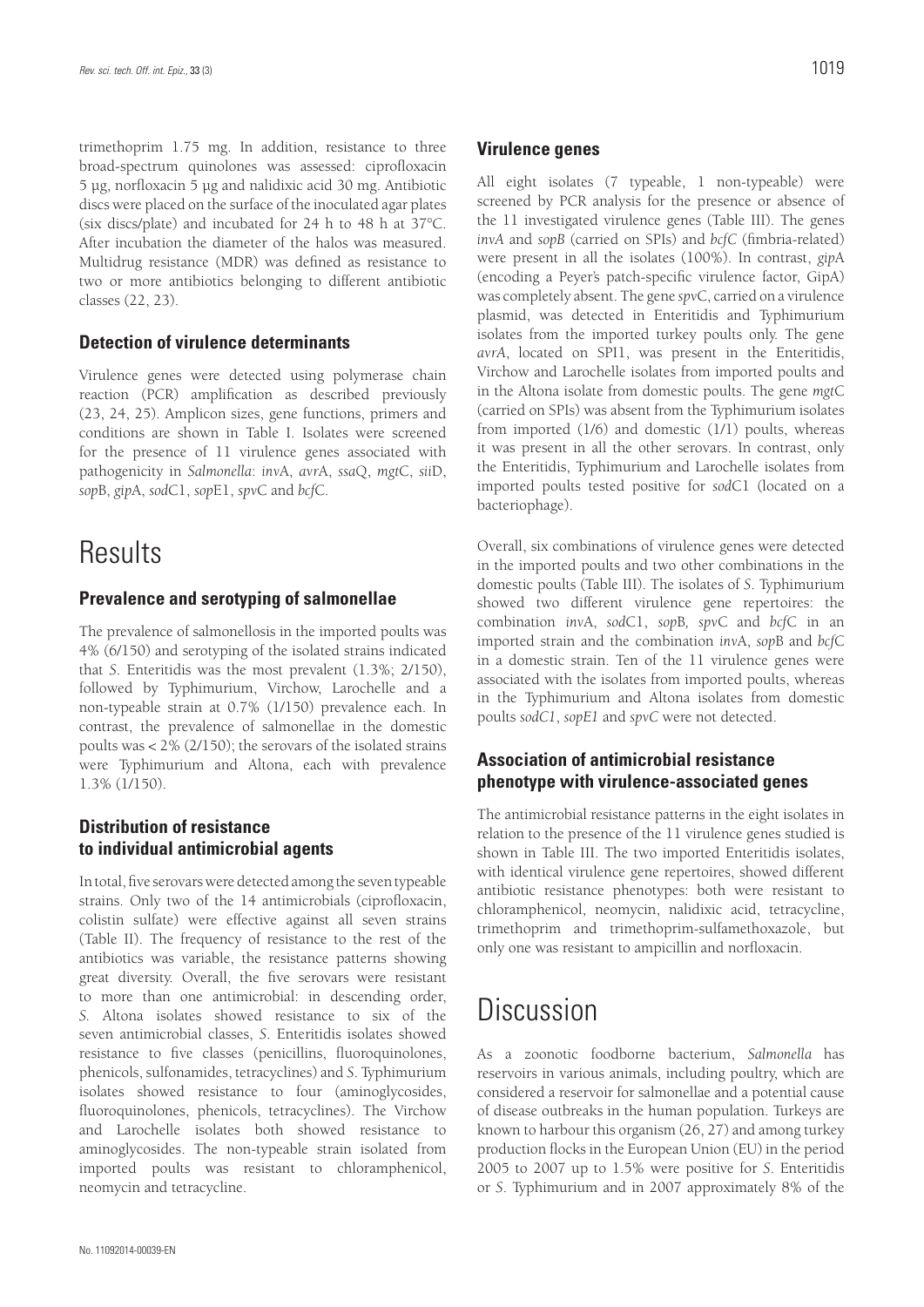trimethoprim 1.75 mg. In addition, resistance to three broad-spectrum quinolones was assessed: ciprofloxacin 5 µg, norfloxacin 5 µg and nalidixic acid 30 mg. Antibiotic discs were placed on the surface of the inoculated agar plates (six discs/plate) and incubated for 24 h to 48 h at 37°C. After incubation the diameter of the halos was measured. Multidrug resistance (MDR) was defined as resistance to two or more antibiotics belonging to different antibiotic classes (22, 23).

### Detection of virulence determinants

Virulence genes were detected using polymerase chain reaction (PCR) amplification as described previously (23, 24, 25). Amplicon sizes, gene functions, primers and conditions are shown in Table I. Isolates were screened for the presence of 11 virulence genes associated with pathogenicity in *Salmonella*: *inv*A, *avr*A, *ssa*Q, *mgt*C, *sii*D, *sop*B, *gip*A, *sod*C1, *sop*E1, *spv*C and *bcf*C.

## Results

### Prevalence and serotyping of salmonellae

The prevalence of salmonellosis in the imported poults was 4% (6/150) and serotyping of the isolated strains indicated that *S.* Enteritidis was the most prevalent (1.3%; 2/150), followed by Typhimurium, Virchow, Larochelle and a non-typeable strain at 0.7% (1/150) prevalence each. In contrast, the prevalence of salmonellae in the domestic poults was < 2% (2/150); the serovars of the isolated strains were Typhimurium and Altona, each with prevalence 1.3% (1/150).

### Distribution of resistance to individual antimicrobial agents

In total, five serovars were detected among the seven typeable strains. Only two of the 14 antimicrobials (ciprofloxacin, colistin sulfate) were effective against all seven strains (Table II). The frequency of resistance to the rest of the antibiotics was variable, the resistance patterns showing great diversity. Overall, the five serovars were resistant to more than one antimicrobial: in descending order, *S.* Altona isolates showed resistance to six of the seven antimicrobial classes, *S.* Enteritidis isolates showed resistance to five classes (penicillins, fluoroquinolones, phenicols, sulfonamides, tetracyclines) and *S.* Typhimurium isolates showed resistance to four (aminoglycosides, fluoroquinolones, phenicols, tetracyclines). The Virchow and Larochelle isolates both showed resistance to aminoglycosides. The non-typeable strain isolated from imported poults was resistant to chloramphenicol, neomycin and tetracycline.

### Virulence genes

All eight isolates (7 typeable, 1 non-typeable) were screened by PCR analysis for the presence or absence of the 11 investigated virulence genes (Table III). The genes *invA* and *sopB* (carried on SPIs) and *bcfC* (fimbria-related) were present in all the isolates (100%). In contrast, *gip*A (encoding a Peyer's patch-specific virulence factor, GipA) was completely absent. The gene *spv*C, carried on a virulence plasmid, was detected in Enteritidis and Typhimurium isolates from the imported turkey poults only. The gene *avrA*, located on SPI1, was present in the Enteritidis, Virchow and Larochelle isolates from imported poults and in the Altona isolate from domestic poults. The gene *mgt*C (carried on SPIs) was absent from the Typhimurium isolates from imported (1/6) and domestic (1/1) poults, whereas it was present in all the other serovars. In contrast, only the Enteritidis, Typhimurium and Larochelle isolates from imported poults tested positive for *sod*C1 (located on a bacteriophage).

Overall, six combinations of virulence genes were detected in the imported poults and two other combinations in the domestic poults (Table III). The isolates of *S.* Typhimurium showed two different virulence gene repertoires: the combination *inv*A, *sod*C1, *sop*B, *spv*C and *bcf*C in an imported strain and the combination *inv*A, *sop*B and *bcf*C in a domestic strain. Ten of the 11 virulence genes were associated with the isolates from imported poults, whereas in the Typhimurium and Altona isolates from domestic poults *sodC1*, *sopE1* and *spvC* were not detected.

### Association of antimicrobial resistance phenotype with virulence-associated genes

The antimicrobial resistance patterns in the eight isolates in relation to the presence of the 11 virulence genes studied is shown in Table III. The two imported Enteritidis isolates, with identical virulence gene repertoires, showed different antibiotic resistance phenotypes: both were resistant to chloramphenicol, neomycin, nalidixic acid, tetracycline, trimethoprim and trimethoprim-sulfamethoxazole, but only one was resistant to ampicillin and norfloxacin.

## Discussion

As a zoonotic foodborne bacterium, *Salmonella* has reservoirs in various animals, including poultry, which are considered a reservoir for salmonellae and a potential cause of disease outbreaks in the human population. Turkeys are known to harbour this organism (26, 27) and among turkey production flocks in the European Union (EU) in the period 2005 to 2007 up to 1.5% were positive for *S.* Enteritidis or *S.* Typhimurium and in 2007 approximately 8% of the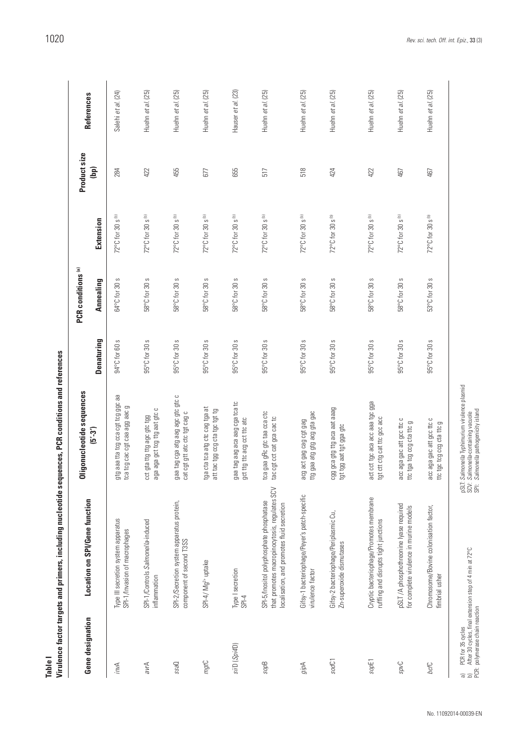**Table I**

**Virulence factor targets and primers, including nucleotide sequences, PCR conditions and references**

| Gene designation | Location on SPI/Gene function | Oligonucleotide sequences (5'-3') | PCR conditions [a] | | | Product size (bp) | References |
|---|---|---|---|---|---|---|---|
| | | | Denaturing | Annealing | Extension | | |
| *invA* | Type III secretion system apparatus SPI-1/Invasion of macrophages | gtg aaa tta tcg cca cgt tcg ggc aa<br>tca tcg cac cgt caa agg aac g | 94°C for 60 s | 64°C for 30 s | 72°C for 30 s [b] | 284 | Salehi *et al.* (24) |
| *avrA* | SPI-1/Controls *Salmonella*-induced inflammation | cct gta ttg ttg agc gtc tgg<br>aga aga gct tcg ttg aat gtc c | 95°C for 30 s | 58°C for 30 s | 72°C for 30 s [b] | 422 | Huehn *et al.* (25) |
| *ssaQ* | SPI-2/Secretion system apparatus protein, component of second T3SS | gaa tag cga atg aag agc gtc c<br>cat cgt gtt atc ctc tgt cag c | 95°C for 30 s | 58°C for 30 s | 72°C for 30 s [b] | 455 | Huehn *et al.* (25) |
| *mgtC* | SPI-4/ $Mg^{2+}$ uptake | tga cta tca atg ctc cag tga at<br>att tac tgg ccg cta tgc tgt tg | 95°C for 30 s | 58°C for 30 s | 72°C for 30 s [b] | 677 | Huehn *et al.* (25) |
| *siiD* (*Spi4D*) | Type I secretion SPI-4 | gaa tag aag aca aag cga tca tc<br>gct ttg ttc acg cct ttc atc | 95°C for 30 s | 58°C for 30 s | 72°C for 30 s [b] | 655 | Hauser *et al.* (23) |
| *sopB* | SPI-5/Inositol polyphosphate phosphatase that promotes macropinocytosis, regulates SCV localisation, and promotes fluid secretion | tca gaa gRc gtc taa cca ctc<br>tac cgt cct cat gca cac tc | 95°C for 30 s | 58°C for 30 s | 72°C for 30 s [b] | 517 | Huehn *et al.* (25) |
| *gipA* | Gifsy-1 bacteriophage/Peyer's patch-specific virulence factor | acg act gag cag cgt gag<br>ttg gaa atg gtg acg gta gac | 95°C for 30 s | 58°C for 30 s | 72°C for 30 s [b] | 518 | Huehn *et al.* (25) |
| *sodC1* | Gifsy-2 bacteriophage/Periplasmic Cu, Zn-superoxide dismutases | cgg gca gtg ttg aca aat aaag<br>tgt tgg aat tgt gga gtc | 95°C for 30 s | 58°C for 30 s | 72°C for 30 s [b] | 424 | Huehn *et al.* (25) |
| *sopE1* | Cryptic bacteriophage/Promotes membrane ruffling and disrupts tight junctions | act cct tgc aca acc aaa tgc gga<br>tgt ctt ctg cat ttc gcc acc | 95°C for 30 s | 58°C for 30 s | 72°C for 30 s [b] | 422 | Huehn *et al.* (25) |
| *spvC* | pSLT/A phosphothreonine lyase required for complete virulence in murine models | acc aga gac att gcc ttc c<br>ttc tga tcg ccg cta ttc g | 95°C for 30 s | 58°C for 30 s | 72°C for 30 s [b] | 467 | Huehn *et al.* (25) |
| *bcfC* | Chromosome/Bovine colonisation factor, fimbrial usher | acc aga gac att gcc ttc c<br>ttc tgc tcg ccg cta ttc g | 95°C for 30 s | 53°C for 30 s | 72°C for 30 s [b] | 467 | Huehn *et al.* (25) |

a) PCR for 35 cycles
b) After 30 cycles, final extension step of 4 min at 72°C
PCR: polymerase chain reaction

pSLT: *Salmonella* Typhimurium virulence plasmid
SCV: *Salmonella*-containing vacuole
SPI: *Salmonella* pathogenicity island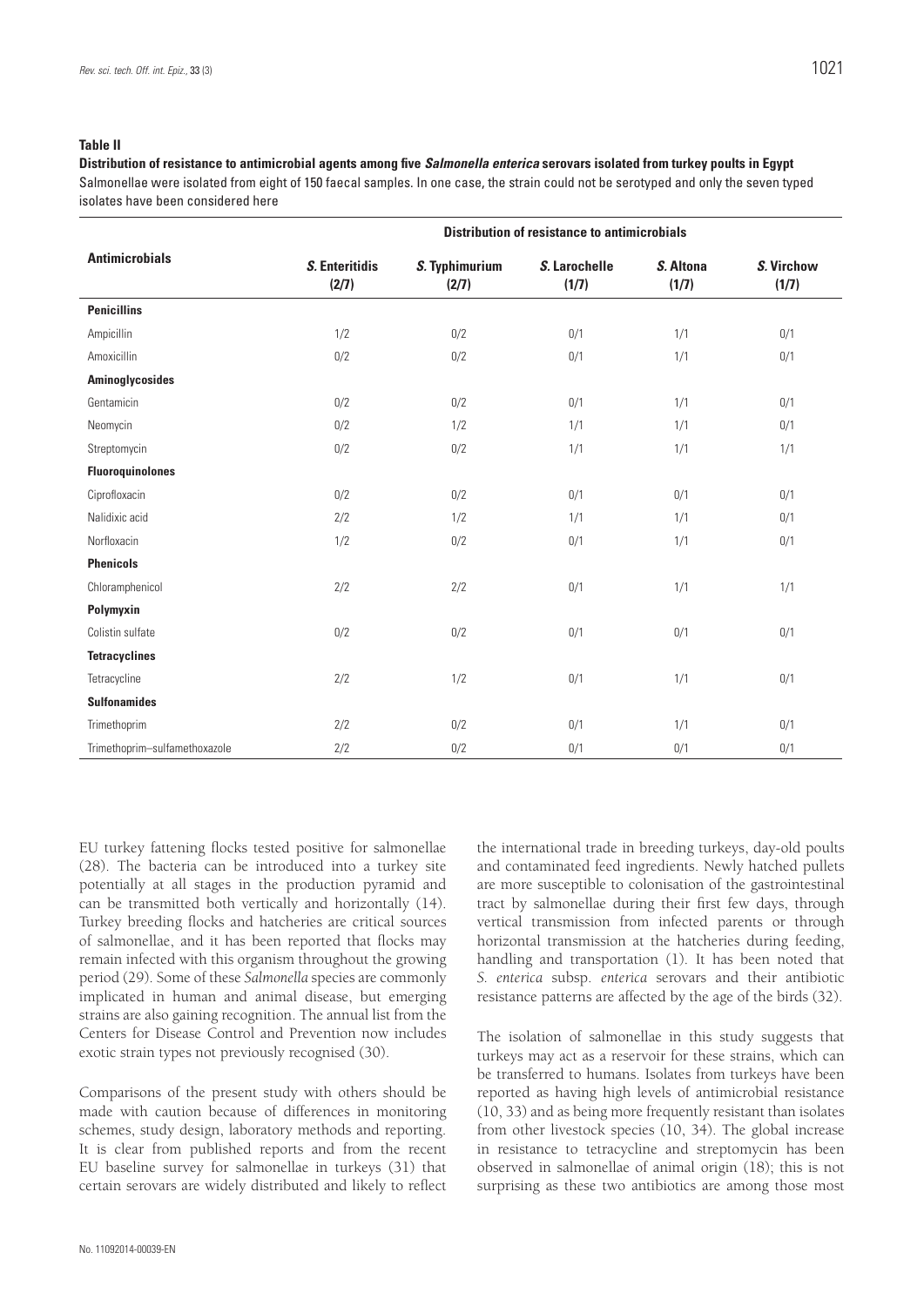**Table II**

**Distribution of resistance to antimicrobial agents among five *Salmonella enterica* serovars isolated from turkey poults in Egypt**

Salmonellae were isolated from eight of 150 faecal samples. In one case, the strain could not be serotyped and only the seven typed isolates have been considered here

| Antimicrobials | Distribution of resistance to antimicrobials | | | | |
|---|---|---|---|---|---|
| | ***S.* Enteritidis (2/7)** | ***S.* Typhimurium (2/7)** | ***S.* Larochelle (1/7)** | ***S.* Altona (1/7)** | ***S.* Virchow (1/7)** |
| **Penicillins** | | | | | |
| Ampicillin | 1/2 | 0/2 | 0/1 | 1/1 | 0/1 |
| Amoxicillin | 0/2 | 0/2 | 0/1 | 1/1 | 0/1 |
| **Aminoglycosides** | | | | | |
| Gentamicin | 0/2 | 0/2 | 0/1 | 1/1 | 0/1 |
| Neomycin | 0/2 | 1/2 | 1/1 | 1/1 | 0/1 |
| Streptomycin | 0/2 | 0/2 | 1/1 | 1/1 | 1/1 |
| **Fluoroquinolones** | | | | | |
| Ciprofloxacin | 0/2 | 0/2 | 0/1 | 0/1 | 0/1 |
| Nalidixic acid | 2/2 | 1/2 | 1/1 | 1/1 | 0/1 |
| Norfloxacin | 1/2 | 0/2 | 0/1 | 1/1 | 0/1 |
| **Phenicols** | | | | | |
| Chloramphenicol | 2/2 | 2/2 | 0/1 | 1/1 | 1/1 |
| **Polymyxin** | | | | | |
| Colistin sulfate | 0/2 | 0/2 | 0/1 | 0/1 | 0/1 |
| **Tetracyclines** | | | | | |
| Tetracycline | 2/2 | 1/2 | 0/1 | 1/1 | 0/1 |
| **Sulfonamides** | | | | | |
| Trimethoprim | 2/2 | 0/2 | 0/1 | 1/1 | 0/1 |
| Trimethoprim–sulfamethoxazole | 2/2 | 0/2 | 0/1 | 0/1 | 0/1 |

EU turkey fattening flocks tested positive for salmonellae (28). The bacteria can be introduced into a turkey site potentially at all stages in the production pyramid and can be transmitted both vertically and horizontally (14). Turkey breeding flocks and hatcheries are critical sources of salmonellae, and it has been reported that flocks may remain infected with this organism throughout the growing period (29). Some of these *Salmonella* species are commonly implicated in human and animal disease, but emerging strains are also gaining recognition. The annual list from the Centers for Disease Control and Prevention now includes exotic strain types not previously recognised (30).

Comparisons of the present study with others should be made with caution because of differences in monitoring schemes, study design, laboratory methods and reporting. It is clear from published reports and from the recent EU baseline survey for salmonellae in turkeys (31) that certain serovars are widely distributed and likely to reflect the international trade in breeding turkeys, day-old poults and contaminated feed ingredients. Newly hatched pullets are more susceptible to colonisation of the gastrointestinal tract by salmonellae during their first few days, through vertical transmission from infected parents or through horizontal transmission at the hatcheries during feeding, handling and transportation (1). It has been noted that *S. enterica* subsp. *enterica* serovars and their antibiotic resistance patterns are affected by the age of the birds (32).

The isolation of salmonellae in this study suggests that turkeys may act as a reservoir for these strains, which can be transferred to humans. Isolates from turkeys have been reported as having high levels of antimicrobial resistance (10, 33) and as being more frequently resistant than isolates from other livestock species (10, 34). The global increase in resistance to tetracycline and streptomycin has been observed in salmonellae of animal origin (18); this is not surprising as these two antibiotics are among those most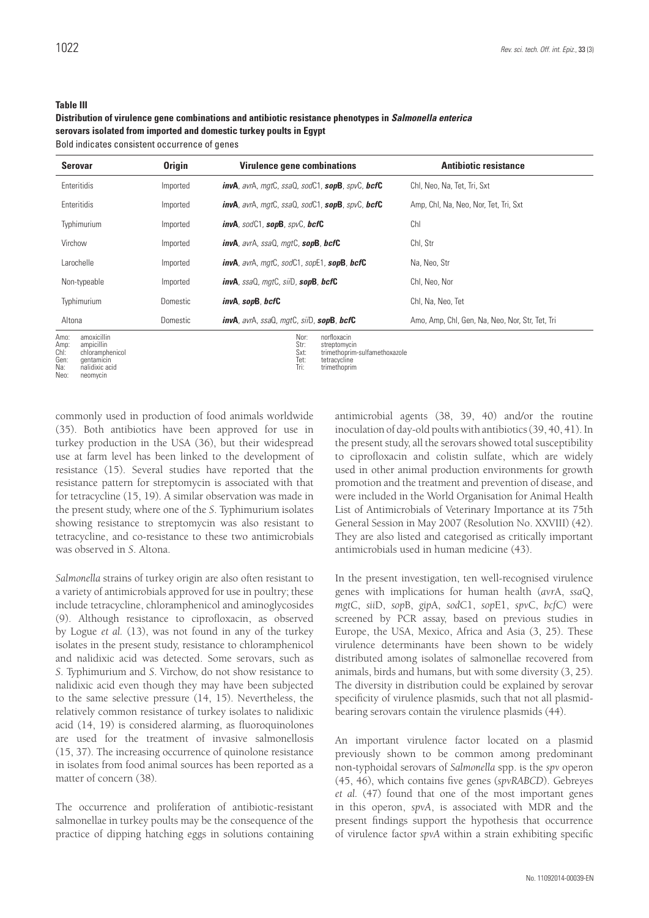**Table III**
**Distribution of virulence gene combinations and antibiotic resistance phenotypes in *Salmonella enterica* serovars isolated from imported and domestic turkey poults in Egypt**
Bold indicates consistent occurrence of genes

| Serovar | Origin | Virulence gene combinations | Antibiotic resistance |
|---|---|---|---|
| Enteritidis | Imported | ***invA***, *avrA*, *mgtC*, *ssaQ*, *sodC1*, ***sopB***, *spvC*, ***bcfC*** | Chl, Neo, Na, Tet, Tri, Sxt |
| Enteritidis | Imported | ***invA***, *avrA*, *mgtC*, *ssaQ*, *sodC1*, ***sopB***, *spvC*, ***bcfC*** | Amp, Chl, Na, Neo, Nor, Tet, Tri, Sxt |
| Typhimurium | Imported | ***invA***, *sodC1*, ***sopB***, *spvC*, ***bcfC*** | Chl |
| Virchow | Imported | ***invA***, *avrA*, *ssaQ*, *mgtC*, ***sopB***, ***bcfC*** | Chl, Str |
| Larochelle | Imported | ***invA***, *avrA*, *mgtC*, *sodC1*, *sopE1*, ***sopB***, ***bcfC*** | Na, Neo, Str |
| Non-typeable | Imported | ***invA***, *ssaQ*, *mgtC*, *siiD*, ***sopB***, ***bcfC*** | Chl, Neo, Nor |
| Typhimurium | Domestic | ***invA***, ***sopB***, ***bcfC*** | Chl, Na, Neo, Tet |
| Altona | Domestic | ***invA***, *avrA*, *ssaQ*, *mgtC*, *siiD*, ***sopB***, ***bcfC*** | Amo, Amp, Chl, Gen, Na, Neo, Nor, Str, Tet, Tri |

Amo: amoxicillin
Amp: ampicillin
Chl: chloramphenicol
Gen: gentamicin
Na: nalidixic acid
Neo: neomycin
Nor: norfloxacin
Str: streptomycin
Sxt: trimethoprim-sulfamethoxazole
Tet: tetracycline
Tri: trimethoprim

commonly used in production of food animals worldwide (35). Both antibiotics have been approved for use in turkey production in the USA (36), but their widespread use at farm level has been linked to the development of resistance (15). Several studies have reported that the resistance pattern for streptomycin is associated with that for tetracycline (15, 19). A similar observation was made in the present study, where one of the *S.* Typhimurium isolates showing resistance to streptomycin was also resistant to tetracycline, and co-resistance to these two antimicrobials was observed in *S.* Altona.

*Salmonella* strains of turkey origin are also often resistant to a variety of antimicrobials approved for use in poultry; these include tetracycline, chloramphenicol and aminoglycosides (9). Although resistance to ciprofloxacin, as observed by Logue *et al.* (13), was not found in any of the turkey isolates in the present study, resistance to chloramphenicol and nalidixic acid was detected. Some serovars, such as *S.* Typhimurium and *S.* Virchow, do not show resistance to nalidixic acid even though they may have been subjected to the same selective pressure (14, 15). Nevertheless, the relatively common resistance of turkey isolates to nalidixic acid (14, 19) is considered alarming, as fluoroquinolones are used for the treatment of invasive salmonellosis (15, 37). The increasing occurrence of quinolone resistance in isolates from food animal sources has been reported as a matter of concern (38).

The occurrence and proliferation of antibiotic-resistant salmonellae in turkey poults may be the consequence of the practice of dipping hatching eggs in solutions containing antimicrobial agents (38, 39, 40) and/or the routine inoculation of day-old poults with antibiotics (39, 40, 41). In the present study, all the serovars showed total susceptibility to ciprofloxacin and colistin sulfate, which are widely used in other animal production environments for growth promotion and the treatment and prevention of disease, and were included in the World Organisation for Animal Health List of Antimicrobials of Veterinary Importance at its 75th General Session in May 2007 (Resolution No. XXVIII) (42). They are also listed and categorised as critically important antimicrobials used in human medicine (43).

In the present investigation, ten well-recognised virulence genes with implications for human health (*avrA*, *ssaQ*, *mgtC*, *siiD*, *sopB*, *gipA*, *sodC1*, *sopE1*, *spvC*, *bcfC*) were screened by PCR assay, based on previous studies in Europe, the USA, Mexico, Africa and Asia (3, 25). These virulence determinants have been shown to be widely distributed among isolates of salmonellae recovered from animals, birds and humans, but with some diversity (3, 25). The diversity in distribution could be explained by serovar specificity of virulence plasmids, such that not all plasmid-bearing serovars contain the virulence plasmids (44).

An important virulence factor located on a plasmid previously shown to be common among predominant non-typhoidal serovars of *Salmonella* spp. is the *spv* operon (45, 46), which contains five genes (*spvRABCD*). Gebreyes *et al.* (47) found that one of the most important genes in this operon, *spvA*, is associated with MDR and the present findings support the hypothesis that occurrence of virulence factor *spvA* within a strain exhibiting specific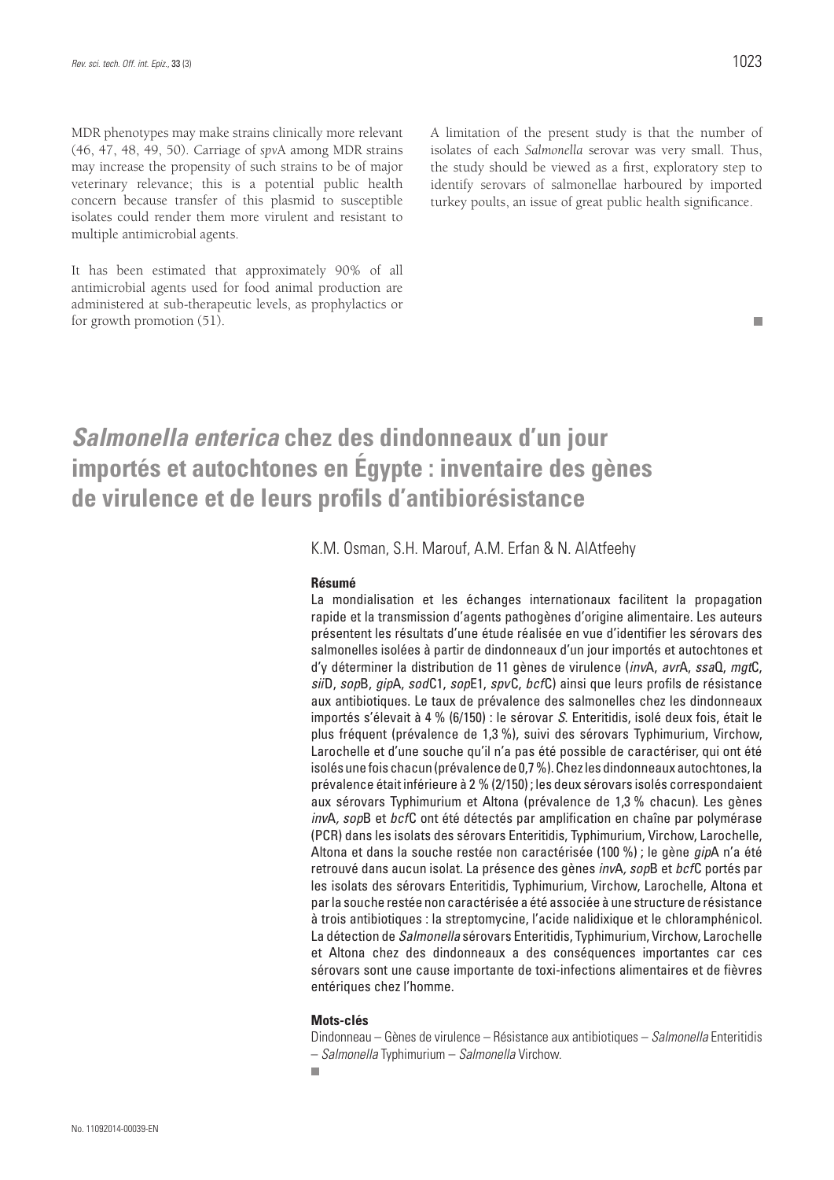MDR phenotypes may make strains clinically more relevant (46, 47, 48, 49, 50). Carriage of *spv*A among MDR strains may increase the propensity of such strains to be of major veterinary relevance; this is a potential public health concern because transfer of this plasmid to susceptible isolates could render them more virulent and resistant to multiple antimicrobial agents.

It has been estimated that approximately 90% of all antimicrobial agents used for food animal production are administered at sub-therapeutic levels, as prophylactics or for growth promotion (51).

A limitation of the present study is that the number of isolates of each *Salmonella* serovar was very small. Thus, the study should be viewed as a first, exploratory step to identify serovars of salmonellae harboured by imported turkey poults, an issue of great public health significance.

# *Salmonella enterica* chez des dindonneaux d'un jour importés et autochtones en Égypte : inventaire des gènes de virulence et de leurs profils d'antibiorésistance

K.M. Osman, S.H. Marouf, A.M. Erfan & N. AlAtfeehy

### Résumé

La mondialisation et les échanges internationaux facilitent la propagation rapide et la transmission d'agents pathogènes d'origine alimentaire. Les auteurs présentent les résultats d'une étude réalisée en vue d'identifier les sérovars des salmonelles isolées à partir de dindonneaux d'un jour importés et autochtones et d'y déterminer la distribution de 11 gènes de virulence (*inv*A, *avr*A, *ssa*Q, *mgt*C, *sii*D, *sop*B, *gip*A, *sod*C1, *sop*E1, *spv*C, *bcf*C) ainsi que leurs profils de résistance aux antibiotiques. Le taux de prévalence des salmonelles chez les dindonneaux importés s'élevait à 4 % (6/150) : le sérovar *S.* Enteritidis, isolé deux fois, était le plus fréquent (prévalence de 1,3 %), suivi des sérovars Typhimurium, Virchow, Larochelle et d'une souche qu'il n'a pas été possible de caractériser, qui ont été isolés une fois chacun (prévalence de 0,7 %). Chez les dindonneaux autochtones, la prévalence était inférieure à 2 % (2/150) ; les deux sérovars isolés correspondaient aux sérovars Typhimurium et Altona (prévalence de 1,3 % chacun). Les gènes *inv*A, *sop*B et *bcf*C ont été détectés par amplification en chaîne par polymérase (PCR) dans les isolats des sérovars Enteritidis, Typhimurium, Virchow, Larochelle, Altona et dans la souche restée non caractérisée (100 %) ; le gène *gip*A n'a été retrouvé dans aucun isolat. La présence des gènes *inv*A, *sop*B et *bcf*C portés par les isolats des sérovars Enteritidis, Typhimurium, Virchow, Larochelle, Altona et par la souche restée non caractérisée a été associée à une structure de résistance à trois antibiotiques : la streptomycine, l'acide nalidixique et le chloramphénicol. La détection de *Salmonella* sérovars Enteritidis, Typhimurium, Virchow, Larochelle et Altona chez des dindonneaux a des conséquences importantes car ces sérovars sont une cause importante de toxi-infections alimentaires et de fièvres entériques chez l'homme.

### Mots-clés

Dindonneau – Gènes de virulence – Résistance aux antibiotiques – *Salmonella* Enteritidis – *Salmonella* Typhimurium – *Salmonella* Virchow.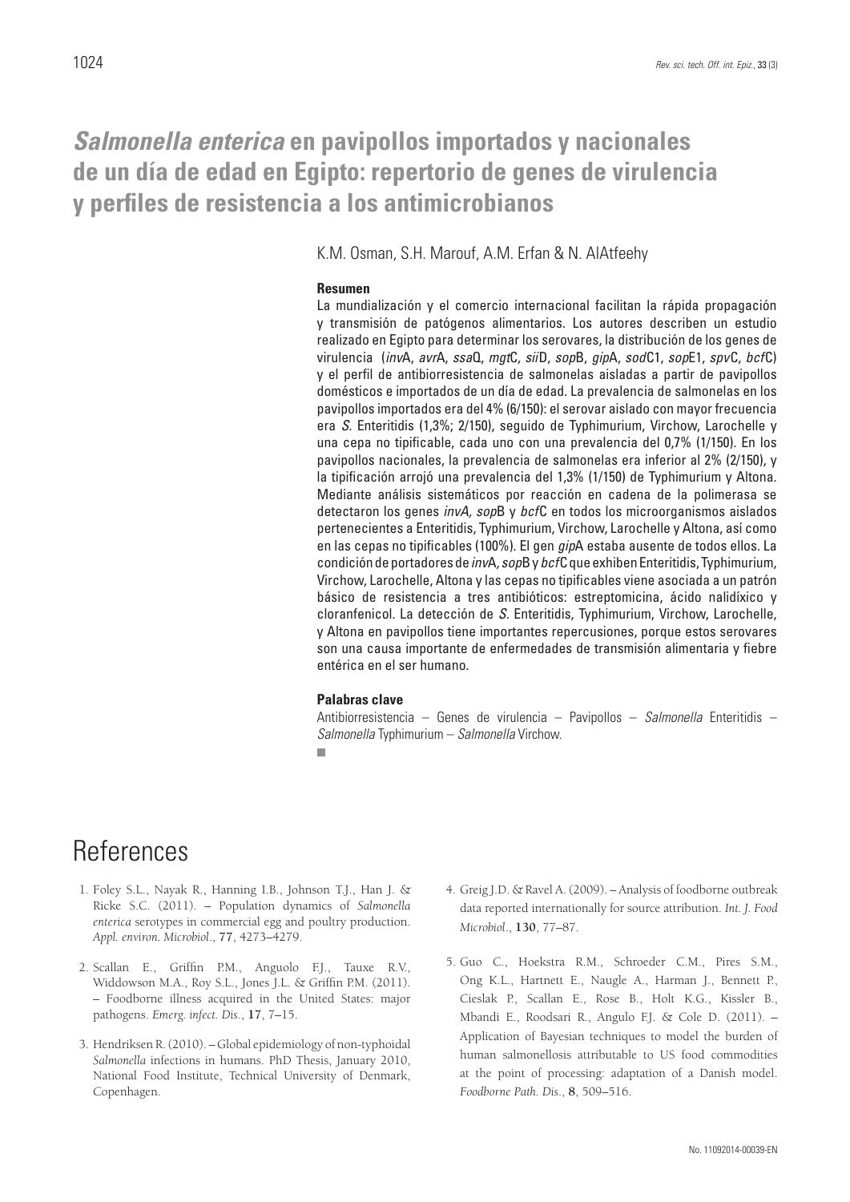# *Salmonella enterica* en pavipollos importados y nacionales de un día de edad en Egipto: repertorio de genes de virulencia y perfiles de resistencia a los antimicrobianos

K.M. Osman, S.H. Marouf, A.M. Erfan & N. AlAtfeehy

### Resumen

La mundialización y el comercio internacional facilitan la rápida propagación y transmisión de patógenos alimentarios. Los autores describen un estudio realizado en Egipto para determinar los serovares, la distribución de los genes de virulencia (*inv*A, *avr*A, *ssa*Q, *mgt*C, *sii*D, *sop*B, *gip*A, *sod*C1, *sop*E1, *spv*C, *bcf*C) y el perfil de antibiorresistencia de salmonelas aisladas a partir de pavipollos domésticos e importados de un día de edad. La prevalencia de salmonelas en los pavipollos importados era del 4% (6/150): el serovar aislado con mayor frecuencia era *S.* Enteritidis (1,3%; 2/150), seguido de Typhimurium, Virchow, Larochelle y una cepa no tipificable, cada uno con una prevalencia del 0,7% (1/150). En los pavipollos nacionales, la prevalencia de salmonelas era inferior al 2% (2/150), y la tipificación arrojó una prevalencia del 1,3% (1/150) de Typhimurium y Altona. Mediante análisis sistemáticos por reacción en cadena de la polimerasa se detectaron los genes *invA, sop*B y *bcf*C en todos los microorganismos aislados pertenecientes a Enteritidis, Typhimurium, Virchow, Larochelle y Altona, así como en las cepas no tipificables (100%). El gen *gip*A estaba ausente de todos ellos. La condición de portadores de *inv*A, *sop*B y *bcf*C que exhiben Enteritidis, Typhimurium, Virchow, Larochelle, Altona y las cepas no tipificables viene asociada a un patrón básico de resistencia a tres antibióticos: estreptomicina, ácido nalidíxico y cloranfenicol. La detección de *S.* Enteritidis, Typhimurium, Virchow, Larochelle, y Altona en pavipollos tiene importantes repercusiones, porque estos serovares son una causa importante de enfermedades de transmisión alimentaria y fiebre entérica en el ser humano.

### Palabras clave

Antibiorresistencia – Genes de virulencia – Pavipollos – *Salmonella* Enteritidis – *Salmonella* Typhimurium – *Salmonella* Virchow.

# References

1. Foley S.L., Nayak R., Hanning I.B., Johnson T.J., Han J. & Ricke S.C. (2011). – Population dynamics of *Salmonella enterica* serotypes in commercial egg and poultry production. *Appl. environ. Microbiol.*, **77**, 4273–4279.

2. Scallan E., Griffin P.M., Anguolo F.J., Tauxe R.V., Widdowson M.A., Roy S.L., Jones J.L. & Griffin P.M. (2011). – Foodborne illness acquired in the United States: major pathogens. *Emerg. infect. Dis.*, **17**, 7–15.

3. Hendriksen R. (2010). – Global epidemiology of non-typhoidal *Salmonella* infections in humans. PhD Thesis, January 2010, National Food Institute, Technical University of Denmark, Copenhagen.

4. Greig J.D. & Ravel A. (2009). – Analysis of foodborne outbreak data reported internationally for source attribution. *Int. J. Food Microbiol.*, **130**, 77–87.

5. Guo C., Hoekstra R.M., Schroeder C.M., Pires S.M., Ong K.L., Hartnett E., Naugle A., Harman J., Bennett P., Cieslak P., Scallan E., Rose B., Holt K.G., Kissler B., Mbandi E., Roodsari R., Angulo F.J. & Cole D. (2011). – Application of Bayesian techniques to model the burden of human salmonellosis attributable to US food commodities at the point of processing: adaptation of a Danish model. *Foodborne Path. Dis.*, **8**, 509–516.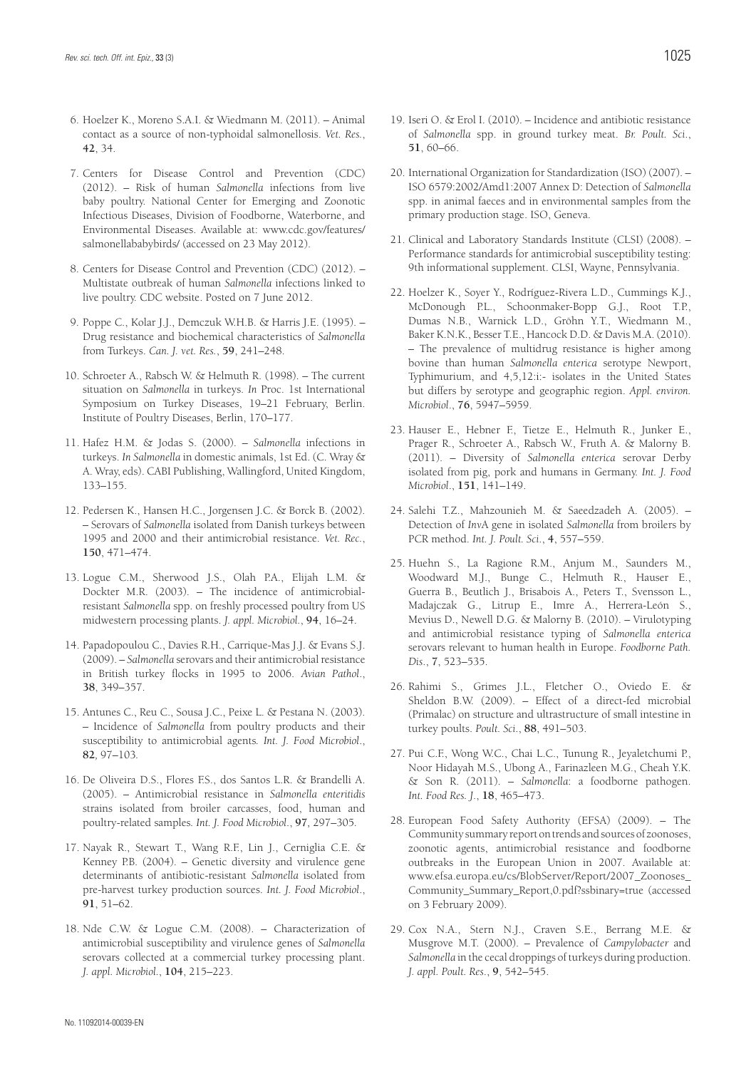6. Hoelzer K., Moreno S.A.I. & Wiedmann M. (2011). – Animal contact as a source of non-typhoidal salmonellosis. *Vet. Res.*, **42**, 34.

7. Centers for Disease Control and Prevention (CDC) (2012). – Risk of human *Salmonella* infections from live baby poultry. National Center for Emerging and Zoonotic Infectious Diseases, Division of Foodborne, Waterborne, and Environmental Diseases. Available at: www.cdc.gov/features/salmonellababybirds/ (accessed on 23 May 2012).

8. Centers for Disease Control and Prevention (CDC) (2012). – Multistate outbreak of human *Salmonella* infections linked to live poultry. CDC website. Posted on 7 June 2012.

9. Poppe C., Kolar J.J., Demczuk W.H.B. & Harris J.E. (1995). – Drug resistance and biochemical characteristics of *Salmonella* from Turkeys. *Can. J. vet. Res.*, **59**, 241–248.

10. Schroeter A., Rabsch W. & Helmuth R. (1998). – The current situation on *Salmonella* in turkeys. *In* Proc. 1st International Symposium on Turkey Diseases, 19–21 February, Berlin. Institute of Poultry Diseases, Berlin, 170–177.

11. Hafez H.M. & Jodas S. (2000). – *Salmonella* infections in turkeys. *In Salmonella* in domestic animals, 1st Ed. (C. Wray & A. Wray, eds). CABI Publishing, Wallingford, United Kingdom, 133–155.

12. Pedersen K., Hansen H.C., Jorgensen J.C. & Borck B. (2002). – Serovars of *Salmonella* isolated from Danish turkeys between 1995 and 2000 and their antimicrobial resistance. *Vet. Rec.*, **150**, 471–474.

13. Logue C.M., Sherwood J.S., Olah P.A., Elijah L.M. & Dockter M.R. (2003). – The incidence of antimicrobial-resistant *Salmonella* spp. on freshly processed poultry from US midwestern processing plants. *J. appl. Microbiol.*, **94**, 16–24.

14. Papadopoulou C., Davies R.H., Carrique-Mas J.J. & Evans S.J. (2009). – *Salmonella* serovars and their antimicrobial resistance in British turkey flocks in 1995 to 2006. *Avian Pathol.*, **38**, 349–357.

15. Antunes C., Reu C., Sousa J.C., Peixe L. & Pestana N. (2003). – Incidence of *Salmonella* from poultry products and their susceptibility to antimicrobial agents. *Int. J. Food Microbiol.*, **82**, 97–103.

16. De Oliveira D.S., Flores F.S., dos Santos L.R. & Brandelli A. (2005). – Antimicrobial resistance in *Salmonella enteritidis* strains isolated from broiler carcasses, food, human and poultry-related samples. *Int. J. Food Microbiol.*, **97**, 297–305.

17. Nayak R., Stewart T., Wang R.F., Lin J., Cerniglia C.E. & Kenney P.B. (2004). – Genetic diversity and virulence gene determinants of antibiotic-resistant *Salmonella* isolated from pre-harvest turkey production sources. *Int. J. Food Microbiol.*, **91**, 51–62.

18. Nde C.W. & Logue C.M. (2008). – Characterization of antimicrobial susceptibility and virulence genes of *Salmonella* serovars collected at a commercial turkey processing plant. *J. appl. Microbiol.*, **104**, 215–223.

19. Iseri O. & Erol I. (2010). – Incidence and antibiotic resistance of *Salmonella* spp. in ground turkey meat. *Br. Poult. Sci.*, **51**, 60–66.

20. International Organization for Standardization (ISO) (2007). – ISO 6579:2002/Amd1:2007 Annex D: Detection of *Salmonella* spp. in animal faeces and in environmental samples from the primary production stage. ISO, Geneva.

21. Clinical and Laboratory Standards Institute (CLSI) (2008). – Performance standards for antimicrobial susceptibility testing: 9th informational supplement. CLSI, Wayne, Pennsylvania.

22. Hoelzer K., Soyer Y., Rodríguez-Rivera L.D., Cummings K.J., McDonough P.L., Schoonmaker-Bopp G.J., Root T.P., Dumas N.B., Warnick L.D., Gröhn Y.T., Wiedmann M., Baker K.N.K., Besser T.E., Hancock D.D. & Davis M.A. (2010). – The prevalence of multidrug resistance is higher among bovine than human *Salmonella enterica* serotype Newport, Typhimurium, and 4,5,12:i:- isolates in the United States but differs by serotype and geographic region. *Appl. environ. Microbiol.*, **76**, 5947–5959.

23. Hauser E., Hebner F., Tietze E., Helmuth R., Junker E., Prager R., Schroeter A., Rabsch W., Fruth A. & Malorny B. (2011). – Diversity of *Salmonella enterica* serovar Derby isolated from pig, pork and humans in Germany. *Int. J. Food Microbiol.*, **151**, 141–149.

24. Salehi T.Z., Mahzounieh M. & Saeedzadeh A. (2005). – Detection of *Inv*A gene in isolated *Salmonella* from broilers by PCR method. *Int. J. Poult. Sci.*, **4**, 557–559.

25. Huehn S., La Ragione R.M., Anjum M., Saunders M., Woodward M.J., Bunge C., Helmuth R., Hauser E., Guerra B., Beutlich J., Brisabois A., Peters T., Svensson L., Madajczak G., Litrup E., Imre A., Herrera-León S., Mevius D., Newell D.G. & Malorny B. (2010). – Virulotyping and antimicrobial resistance typing of *Salmonella enterica* serovars relevant to human health in Europe. *Foodborne Path. Dis.*, **7**, 523–535.

26. Rahimi S., Grimes J.L., Fletcher O., Oviedo E. & Sheldon B.W. (2009). – Effect of a direct-fed microbial (Primalac) on structure and ultrastructure of small intestine in turkey poults. *Poult. Sci.*, **88**, 491–503.

27. Pui C.F., Wong W.C., Chai L.C., Tunung R., Jeyaletchumi P., Noor Hidayah M.S., Ubong A., Farinazleen M.G., Cheah Y.K. & Son R. (2011). – *Salmonella*: a foodborne pathogen. *Int. Food Res. J.*, **18**, 465–473.

28. European Food Safety Authority (EFSA) (2009). – The Community summary report on trends and sources of zoonoses, zoonotic agents, antimicrobial resistance and foodborne outbreaks in the European Union in 2007. Available at: www.efsa.europa.eu/cs/BlobServer/Report/2007_Zoonoses_Community_Summary_Report,0.pdf?ssbinary=true (accessed on 3 February 2009).

29. Cox N.A., Stern N.J., Craven S.E., Berrang M.E. & Musgrove M.T. (2000). – Prevalence of *Campylobacter* and *Salmonella* in the cecal droppings of turkeys during production. *J. appl. Poult. Res.*, **9**, 542–545.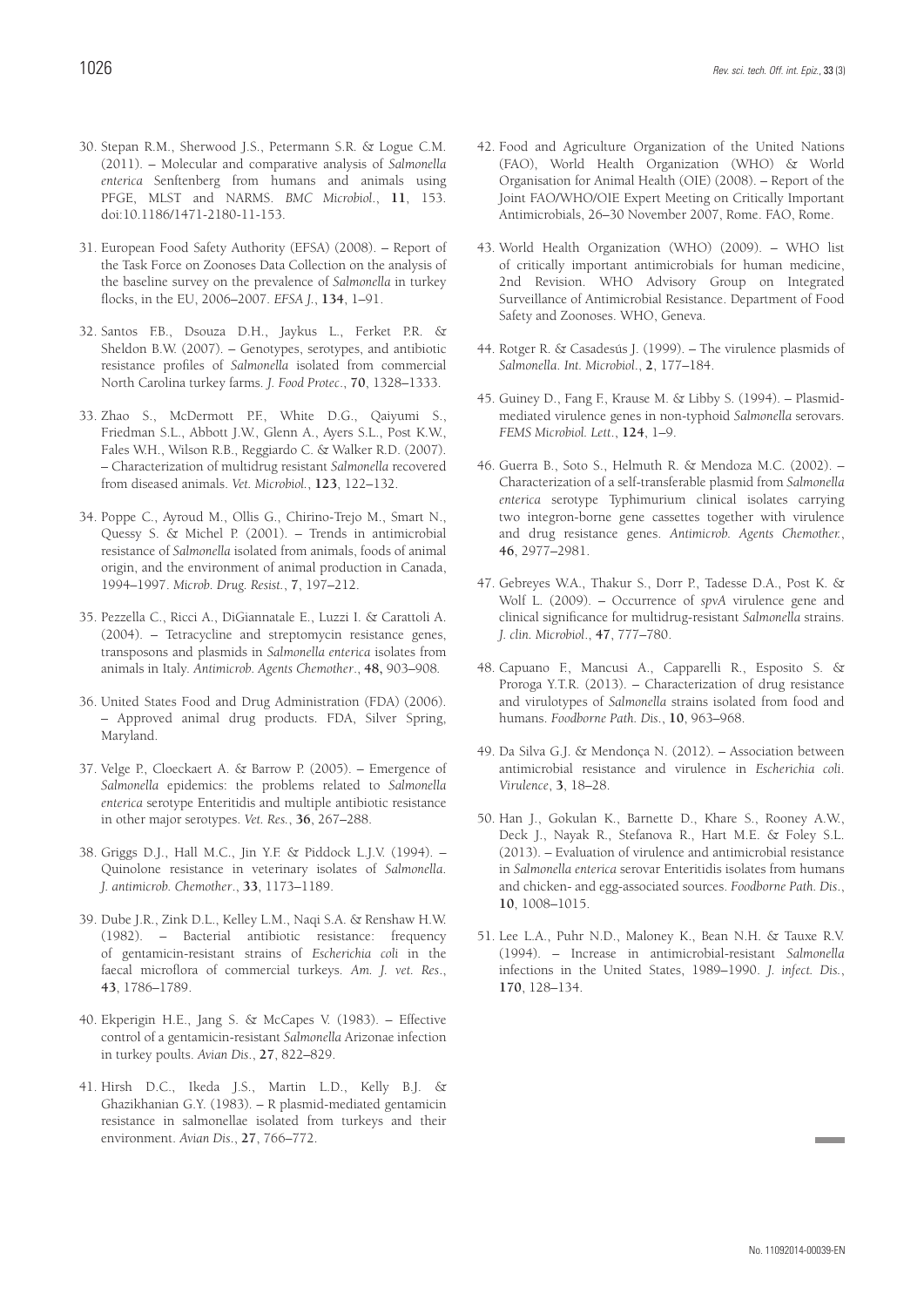30. Stepan R.M., Sherwood J.S., Petermann S.R. & Logue C.M. (2011). – Molecular and comparative analysis of *Salmonella enterica* Senftenberg from humans and animals using PFGE, MLST and NARMS. *BMC Microbiol.*, **11**, 153. doi:10.1186/1471-2180-11-153.

31. European Food Safety Authority (EFSA) (2008). – Report of the Task Force on Zoonoses Data Collection on the analysis of the baseline survey on the prevalence of *Salmonella* in turkey flocks, in the EU, 2006–2007. *EFSA J.*, **134**, 1–91.

32. Santos F.B., Dsouza D.H., Jaykus L., Ferket P.R. & Sheldon B.W. (2007). – Genotypes, serotypes, and antibiotic resistance profiles of *Salmonella* isolated from commercial North Carolina turkey farms. *J. Food Protec.*, **70**, 1328–1333.

33. Zhao S., McDermott P.F., White D.G., Qaiyumi S., Friedman S.L., Abbott J.W., Glenn A., Ayers S.L., Post K.W., Fales W.H., Wilson R.B., Reggiardo C. & Walker R.D. (2007). – Characterization of multidrug resistant *Salmonella* recovered from diseased animals. *Vet. Microbiol.*, **123**, 122–132.

34. Poppe C., Ayroud M., Ollis G., Chirino-Trejo M., Smart N., Quessy S. & Michel P. (2001). – Trends in antimicrobial resistance of *Salmonella* isolated from animals, foods of animal origin, and the environment of animal production in Canada, 1994–1997. *Microb. Drug. Resist.*, **7**, 197–212.

35. Pezzella C., Ricci A., DiGiannatale E., Luzzi I. & Carattoli A. (2004). – Tetracycline and streptomycin resistance genes, transposons and plasmids in *Salmonella enterica* isolates from animals in Italy. *Antimicrob. Agents Chemother*., **48,** 903–908.

36. United States Food and Drug Administration (FDA) (2006). – Approved animal drug products. FDA, Silver Spring, Maryland.

37. Velge P., Cloeckaert A. & Barrow P. (2005). – Emergence of *Salmonella* epidemics: the problems related to *Salmonella enterica* serotype Enteritidis and multiple antibiotic resistance in other major serotypes. *Vet. Res.*, **36**, 267–288.

38. Griggs D.J., Hall M.C., Jin Y.F. & Piddock L.J.V. (1994). – Quinolone resistance in veterinary isolates of *Salmonella*. *J. antimicrob. Chemother*., **33**, 1173–1189.

39. Dube J.R., Zink D.L., Kelley L.M., Naqi S.A. & Renshaw H.W. (1982). – Bacterial antibiotic resistance: frequency of gentamicin-resistant strains of *Escherichia coli* in the faecal microflora of commercial turkeys. *Am. J. vet. Res.*, **43**, 1786–1789.

40. Ekperigin H.E., Jang S. & McCapes V. (1983). – Effective control of a gentamicin-resistant *Salmonella* Arizonae infection in turkey poults. *Avian Dis.*, **27**, 822–829.

41. Hirsh D.C., Ikeda J.S., Martin L.D., Kelly B.J. & Ghazikhanian G.Y. (1983). – R plasmid-mediated gentamicin resistance in salmonellae isolated from turkeys and their environment. *Avian Dis.*, **27**, 766–772.

42. Food and Agriculture Organization of the United Nations (FAO), World Health Organization (WHO) & World Organisation for Animal Health (OIE) (2008). – Report of the Joint FAO/WHO/OIE Expert Meeting on Critically Important Antimicrobials, 26–30 November 2007, Rome. FAO, Rome.

43. World Health Organization (WHO) (2009). – WHO list of critically important antimicrobials for human medicine, 2nd Revision. WHO Advisory Group on Integrated Surveillance of Antimicrobial Resistance. Department of Food Safety and Zoonoses. WHO, Geneva.

44. Rotger R. & Casadesús J. (1999). – The virulence plasmids of *Salmonella*. *Int. Microbiol.*, **2**, 177–184.

45. Guiney D., Fang F., Krause M. & Libby S. (1994). – Plasmid-mediated virulence genes in non-typhoid *Salmonella* serovars. *FEMS Microbiol. Lett.*, **124**, 1–9.

46. Guerra B., Soto S., Helmuth R. & Mendoza M.C. (2002). – Characterization of a self-transferable plasmid from *Salmonella enterica* serotype Typhimurium clinical isolates carrying two integron-borne gene cassettes together with virulence and drug resistance genes. *Antimicrob. Agents Chemother.*, **46**, 2977–2981.

47. Gebreyes W.A., Thakur S., Dorr P., Tadesse D.A., Post K. & Wolf L. (2009). – Occurrence of *spvA* virulence gene and clinical significance for multidrug-resistant *Salmonella* strains. *J. clin. Microbiol.*, **47**, 777–780.

48. Capuano F., Mancusi A., Capparelli R., Esposito S. & Proroga Y.T.R. (2013). – Characterization of drug resistance and virulotypes of *Salmonella* strains isolated from food and humans. *Foodborne Path. Dis.*, **10**, 963–968.

49. Da Silva G.J. & Mendonça N. (2012). – Association between antimicrobial resistance and virulence in *Escherichia coli*. *Virulence*, **3**, 18–28.

50. Han J., Gokulan K., Barnette D., Khare S., Rooney A.W., Deck J., Nayak R., Stefanova R., Hart M.E. & Foley S.L. (2013). – Evaluation of virulence and antimicrobial resistance in *Salmonella enterica* serovar Enteritidis isolates from humans and chicken- and egg-associated sources. *Foodborne Path. Dis.*, **10**, 1008–1015.

51. Lee L.A., Puhr N.D., Maloney K., Bean N.H. & Tauxe R.V. (1994). – Increase in antimicrobial-resistant *Salmonella* infections in the United States, 1989–1990. *J. infect. Dis.*, **170**, 128–134.